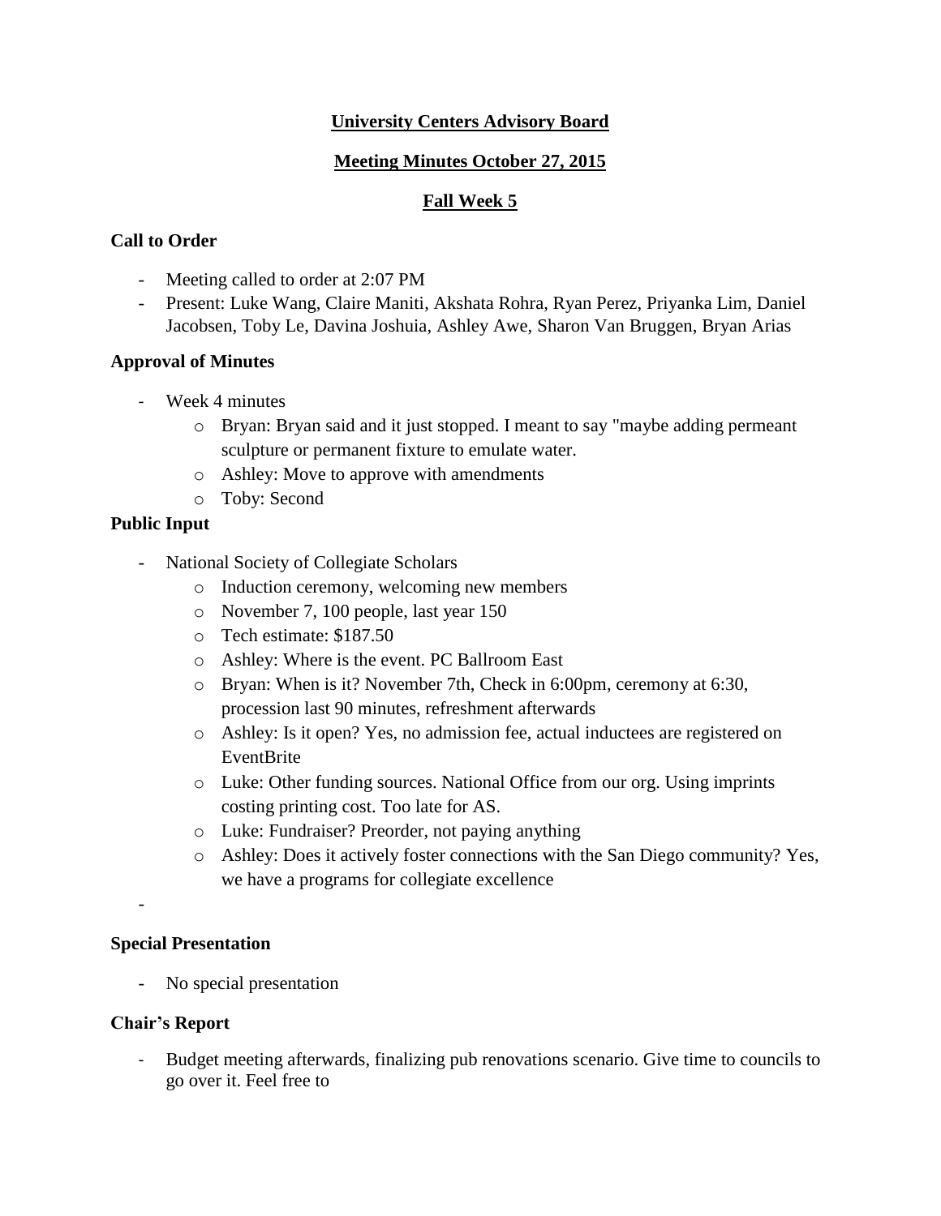**University Centers Advisory Board**

**Meeting Minutes October 27, 2015**

**Fall Week 5**

**Call to Order**

- Meeting called to order at 2:07 PM
- Present: Luke Wang, Claire Maniti, Akshata Rohra, Ryan Perez, Priyanka Lim, Daniel Jacobsen, Toby Le, Davina Joshuia, Ashley Awe, Sharon Van Bruggen, Bryan Arias

**Approval of Minutes**

- Week 4 minutes
  - Bryan: Bryan said and it just stopped. I meant to say "maybe adding permeant sculpture or permanent fixture to emulate water.
  - Ashley: Move to approve with amendments
  - Toby: Second

**Public Input**

- National Society of Collegiate Scholars
  - Induction ceremony, welcoming new members
  - November 7, 100 people, last year 150
  - Tech estimate: $187.50
  - Ashley: Where is the event. PC Ballroom East
  - Bryan: When is it? November 7th, Check in 6:00pm, ceremony at 6:30, procession last 90 minutes, refreshment afterwards
  - Ashley: Is it open? Yes, no admission fee, actual inductees are registered on EventBrite
  - Luke: Other funding sources. National Office from our org. Using imprints costing printing cost. Too late for AS.
  - Luke: Fundraiser? Preorder, not paying anything
  - Ashley: Does it actively foster connections with the San Diego community? Yes, we have a programs for collegiate excellence
-

**Special Presentation**

- No special presentation

**Chair's Report**

- Budget meeting afterwards, finalizing pub renovations scenario. Give time to councils to go over it. Feel free to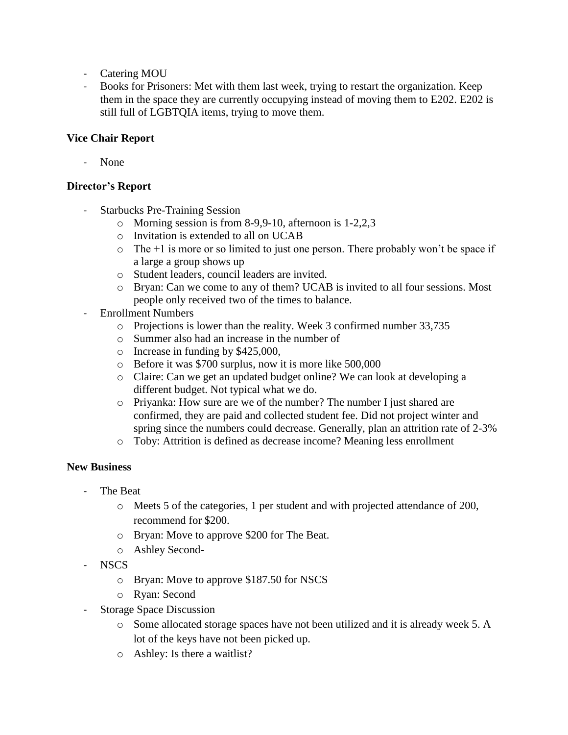- Catering MOU
- Books for Prisoners: Met with them last week, trying to restart the organization. Keep them in the space they are currently occupying instead of moving them to E202. E202 is still full of LGBTQIA items, trying to move them.

**Vice Chair Report**

- None

**Director's Report**

- Starbucks Pre-Training Session
  - Morning session is from 8-9,9-10, afternoon is 1-2,2,3
  - Invitation is extended to all on UCAB
  - The +1 is more or so limited to just one person. There probably won't be space if a large a group shows up
  - Student leaders, council leaders are invited.
  - Bryan: Can we come to any of them? UCAB is invited to all four sessions. Most people only received two of the times to balance.
- Enrollment Numbers
  - Projections is lower than the reality. Week 3 confirmed number 33,735
  - Summer also had an increase in the number of
  - Increase in funding by $425,000,
  - Before it was $700 surplus, now it is more like 500,000
  - Claire: Can we get an updated budget online? We can look at developing a different budget. Not typical what we do.
  - Priyanka: How sure are we of the number? The number I just shared are confirmed, they are paid and collected student fee. Did not project winter and spring since the numbers could decrease. Generally, plan an attrition rate of 2-3%
  - Toby: Attrition is defined as decrease income? Meaning less enrollment

**New Business**

- The Beat
  - Meets 5 of the categories, 1 per student and with projected attendance of 200, recommend for $200.
  - Bryan: Move to approve $200 for The Beat.
  - Ashley Second-
- NSCS
  - Bryan: Move to approve $187.50 for NSCS
  - Ryan: Second
- Storage Space Discussion
  - Some allocated storage spaces have not been utilized and it is already week 5. A lot of the keys have not been picked up.
  - Ashley: Is there a waitlist?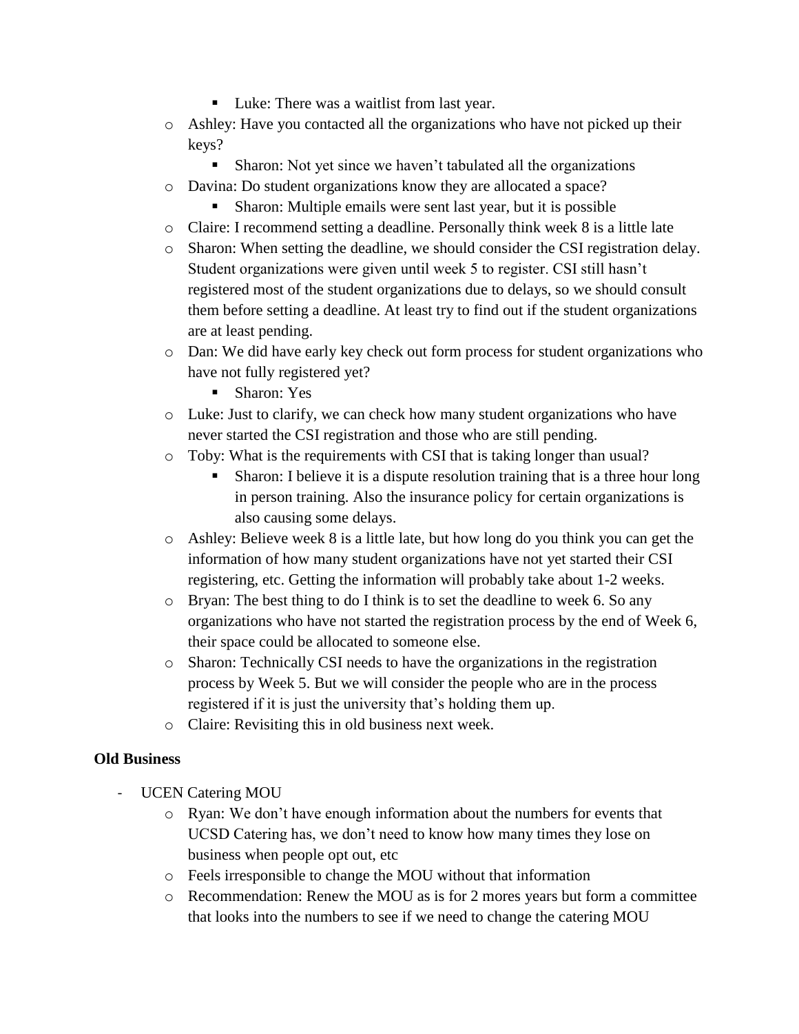- Luke: There was a waitlist from last year.
    - Ashley: Have you contacted all the organizations who have not picked up their keys?
        - Sharon: Not yet since we haven't tabulated all the organizations
    - Davina: Do student organizations know they are allocated a space?
        - Sharon: Multiple emails were sent last year, but it is possible
    - Claire: I recommend setting a deadline. Personally think week 8 is a little late
    - Sharon: When setting the deadline, we should consider the CSI registration delay. Student organizations were given until week 5 to register. CSI still hasn't registered most of the student organizations due to delays, so we should consult them before setting a deadline. At least try to find out if the student organizations are at least pending.
    - Dan: We did have early key check out form process for student organizations who have not fully registered yet?
        - Sharon: Yes
    - Luke: Just to clarify, we can check how many student organizations who have never started the CSI registration and those who are still pending.
    - Toby: What is the requirements with CSI that is taking longer than usual?
        - Sharon: I believe it is a dispute resolution training that is a three hour long in person training. Also the insurance policy for certain organizations is also causing some delays.
    - Ashley: Believe week 8 is a little late, but how long do you think you can get the information of how many student organizations have not yet started their CSI registering, etc. Getting the information will probably take about 1-2 weeks.
    - Bryan: The best thing to do I think is to set the deadline to week 6. So any organizations who have not started the registration process by the end of Week 6, their space could be allocated to someone else.
    - Sharon: Technically CSI needs to have the organizations in the registration process by Week 5. But we will consider the people who are in the process registered if it is just the university that's holding them up.
    - Claire: Revisiting this in old business next week.

**Old Business**

- UCEN Catering MOU
    - Ryan: We don't have enough information about the numbers for events that UCSD Catering has, we don't need to know how many times they lose on business when people opt out, etc
    - Feels irresponsible to change the MOU without that information
    - Recommendation: Renew the MOU as is for 2 mores years but form a committee that looks into the numbers to see if we need to change the catering MOU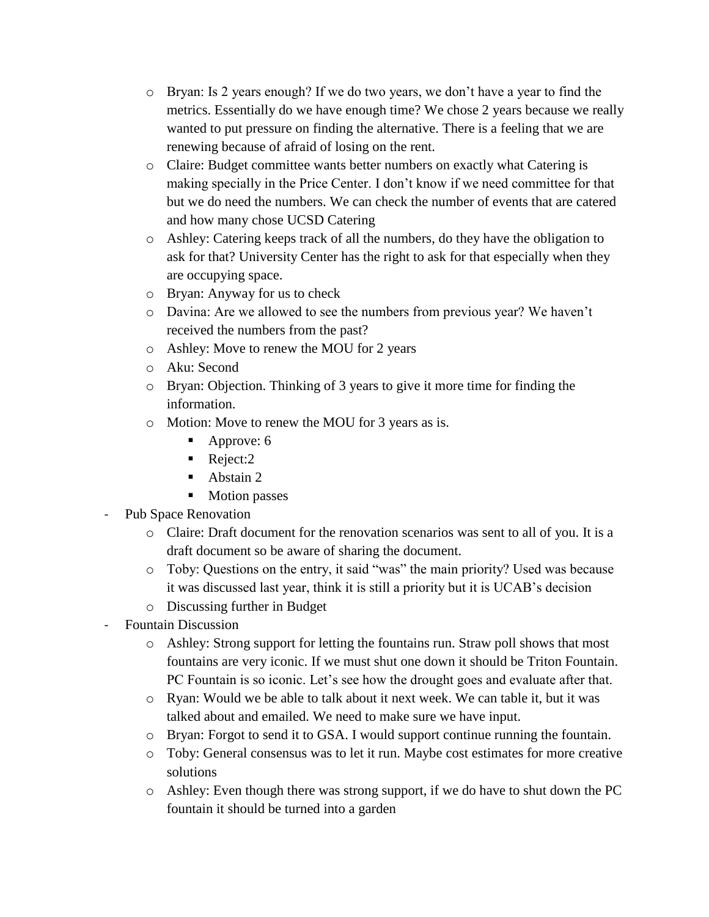- Bryan: Is 2 years enough? If we do two years, we don't have a year to find the metrics. Essentially do we have enough time? We chose 2 years because we really wanted to put pressure on finding the alternative. There is a feeling that we are renewing because of afraid of losing on the rent.
- Claire: Budget committee wants better numbers on exactly what Catering is making specially in the Price Center. I don't know if we need committee for that but we do need the numbers. We can check the number of events that are catered and how many chose UCSD Catering
- Ashley: Catering keeps track of all the numbers, do they have the obligation to ask for that? University Center has the right to ask for that especially when they are occupying space.
- Bryan: Anyway for us to check
- Davina: Are we allowed to see the numbers from previous year? We haven't received the numbers from the past?
- Ashley: Move to renew the MOU for 2 years
- Aku: Second
- Bryan: Objection. Thinking of 3 years to give it more time for finding the information.
- Motion: Move to renew the MOU for 3 years as is.
    - Approve: 6
    - Reject:2
    - Abstain 2
    - Motion passes

- Pub Space Renovation
    - Claire: Draft document for the renovation scenarios was sent to all of you. It is a draft document so be aware of sharing the document.
    - Toby: Questions on the entry, it said "was" the main priority? Used was because it was discussed last year, think it is still a priority but it is UCAB's decision
    - Discussing further in Budget
- Fountain Discussion
    - Ashley: Strong support for letting the fountains run. Straw poll shows that most fountains are very iconic. If we must shut one down it should be Triton Fountain. PC Fountain is so iconic. Let's see how the drought goes and evaluate after that.
    - Ryan: Would we be able to talk about it next week. We can table it, but it was talked about and emailed. We need to make sure we have input.
    - Bryan: Forgot to send it to GSA. I would support continue running the fountain.
    - Toby: General consensus was to let it run. Maybe cost estimates for more creative solutions
    - Ashley: Even though there was strong support, if we do have to shut down the PC fountain it should be turned into a garden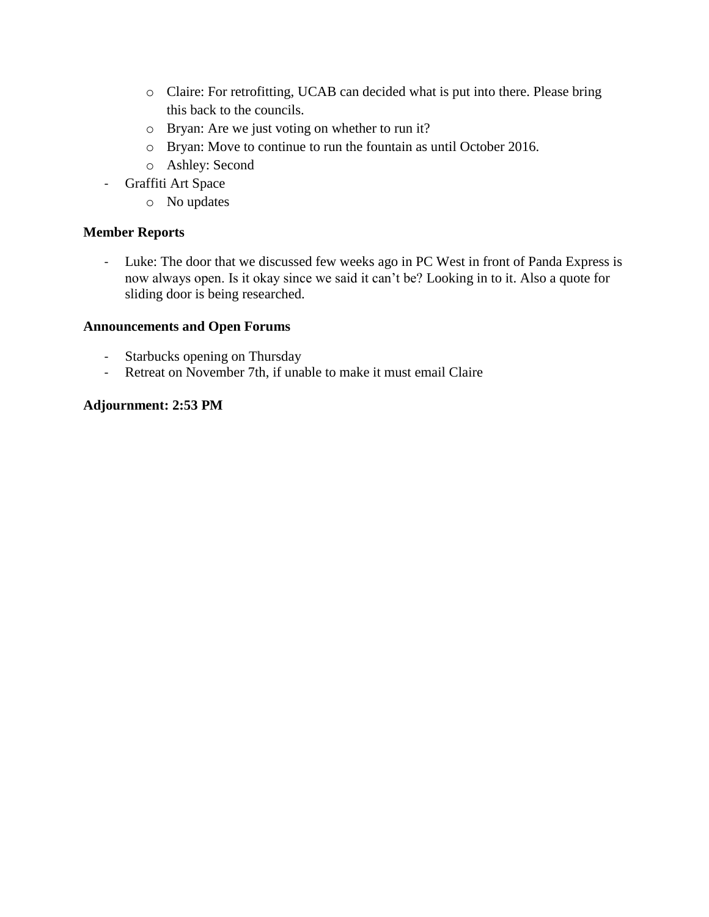- Claire: For retrofitting, UCAB can decided what is put into there. Please bring this back to the councils.
    - Bryan: Are we just voting on whether to run it?
    - Bryan: Move to continue to run the fountain as until October 2016.
    - Ashley: Second
- Graffiti Art Space
    - No updates

**Member Reports**

- Luke: The door that we discussed few weeks ago in PC West in front of Panda Express is now always open. Is it okay since we said it can't be? Looking in to it. Also a quote for sliding door is being researched.

**Announcements and Open Forums**

- Starbucks opening on Thursday
- Retreat on November 7th, if unable to make it must email Claire

**Adjournment: 2:53 PM**